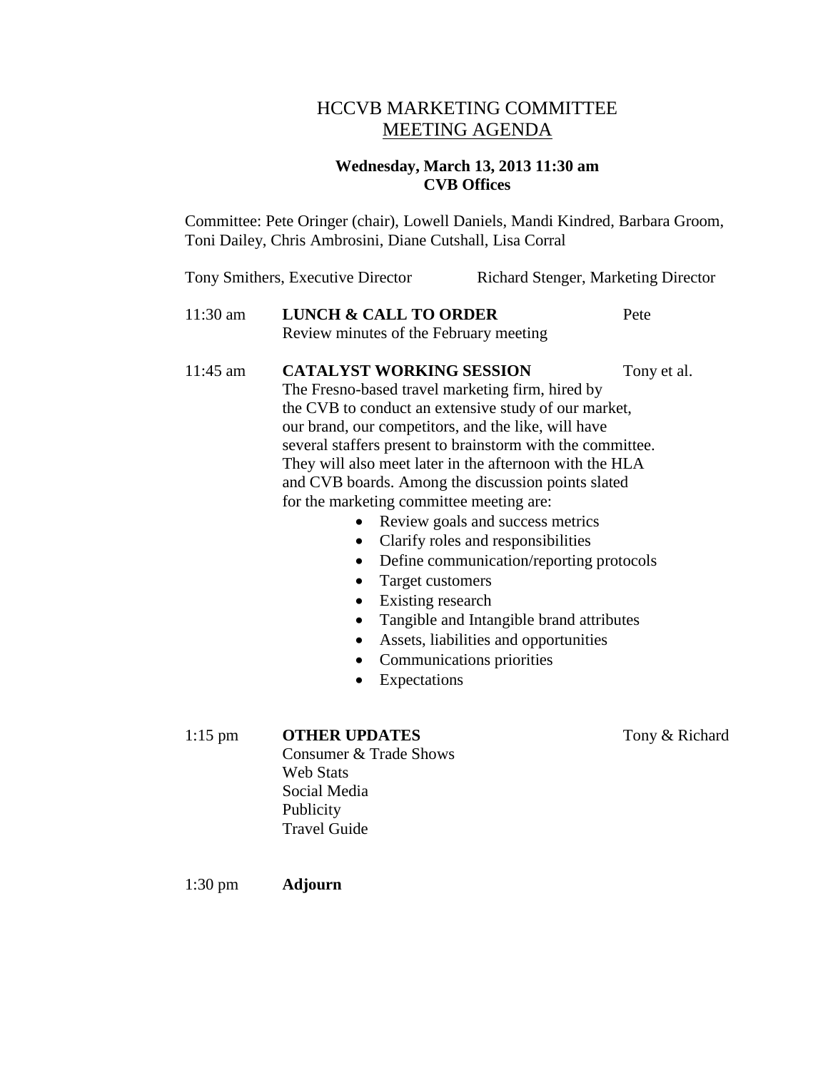# HCCVB MARKETING COMMITTEE

## MEETING AGENDA

**Wednesday, March 13, 2013 11:30 am**
**CVB Offices**

Committee: Pete Oringer (chair), Lowell Daniels, Mandi Kindred, Barbara Groom, Toni Dailey, Chris Ambrosini, Diane Cutshall, Lisa Corral

Tony Smithers, Executive Director — Richard Stenger, Marketing Director

11:30 am **LUNCH & CALL TO ORDER** — Pete

Review minutes of the February meeting

11:45 am **CATALYST WORKING SESSION** — Tony et al.

The Fresno-based travel marketing firm, hired by the CVB to conduct an extensive study of our market, our brand, our competitors, and the like, will have several staffers present to brainstorm with the committee. They will also meet later in the afternoon with the HLA and CVB boards. Among the discussion points slated for the marketing committee meeting are:

- Review goals and success metrics
- Clarify roles and responsibilities
- Define communication/reporting protocols
- Target customers
- Existing research
- Tangible and Intangible brand attributes
- Assets, liabilities and opportunities
- Communications priorities
- Expectations

1:15 pm **OTHER UPDATES** — Tony & Richard

Consumer & Trade Shows
Web Stats
Social Media
Publicity
Travel Guide

1:30 pm **Adjourn**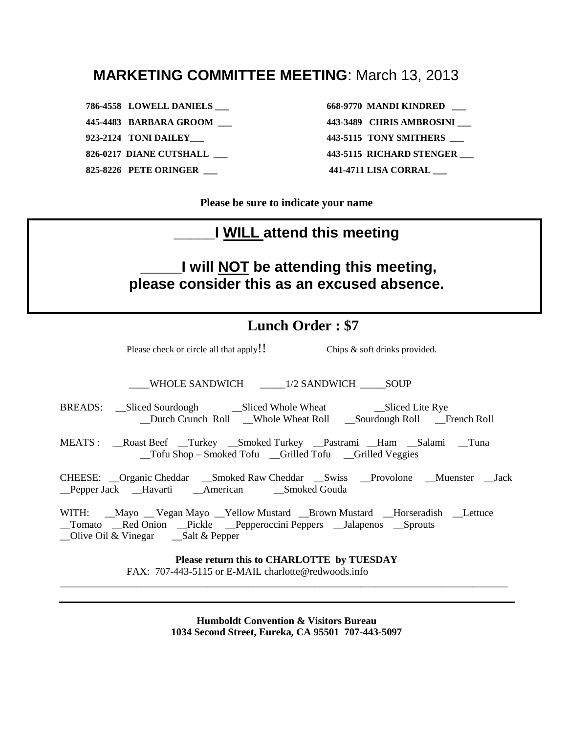# MARKETING COMMITTEE MEETING: March 13, 2013

| | |
|---|---|
| 786-4558 LOWELL DANIELS ___ | 668-9770 MANDI KINDRED ___ |
| 445-4483 BARBARA GROOM ___ | 443-3489 CHRIS AMBROSINI ___ |
| 923-2124 TONI DAILEY___ | 443-5115 TONY SMITHERS ___ |
| 826-0217 DIANE CUTSHALL ___ | 443-5115 RICHARD STENGER ___ |
| 825-8226 PETE ORINGER ___ | 441-4711 LISA CORRAL ___ |

**Please be sure to indicate your name**

**_____I WILL attend this meeting**

**_____I will NOT be attending this meeting, please consider this as an excused absence.**

## Lunch Order : $7

Please check or circle all that apply!! Chips & soft drinks provided.

____WHOLE SANDWICH _____1/2 SANDWICH _____SOUP

BREADS: __Sliced Sourdough __Sliced Whole Wheat __Sliced Lite Rye __Dutch Crunch Roll __Whole Wheat Roll __Sourdough Roll __French Roll

MEATS : __Roast Beef __Turkey __Smoked Turkey __Pastrami __Ham __Salami __Tuna __Tofu Shop – Smoked Tofu __Grilled Tofu __Grilled Veggies

CHEESE: __Organic Cheddar __Smoked Raw Cheddar __Swiss __Provolone __Muenster __Jack __Pepper Jack __Havarti __American __Smoked Gouda

WITH: __Mayo __ Vegan Mayo __Yellow Mustard __Brown Mustard __Horseradish __Lettuce __Tomato __Red Onion __Pickle __Pepperoccini Peppers __Jalapenos __Sprouts __Olive Oil & Vinegar __Salt & Pepper

**Please return this to CHARLOTTE by TUESDAY**

FAX: 707-443-5115 or E-MAIL charlotte@redwoods.info

**Humboldt Convention & Visitors Bureau**
**1034 Second Street, Eureka, CA 95501 707-443-5097**